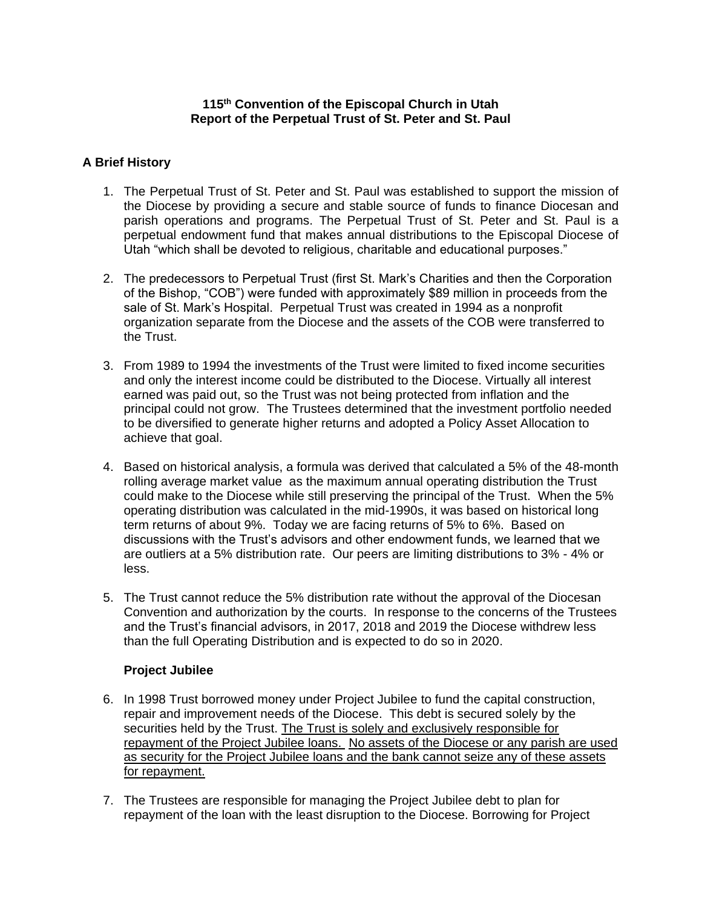**115th Convention of the Episcopal Church in Utah**
**Report of the Perpetual Trust of St. Peter and St. Paul**

## A Brief History

1. The Perpetual Trust of St. Peter and St. Paul was established to support the mission of the Diocese by providing a secure and stable source of funds to finance Diocesan and parish operations and programs. The Perpetual Trust of St. Peter and St. Paul is a perpetual endowment fund that makes annual distributions to the Episcopal Diocese of Utah "which shall be devoted to religious, charitable and educational purposes."

2. The predecessors to Perpetual Trust (first St. Mark's Charities and then the Corporation of the Bishop, "COB") were funded with approximately $89 million in proceeds from the sale of St. Mark's Hospital. Perpetual Trust was created in 1994 as a nonprofit organization separate from the Diocese and the assets of the COB were transferred to the Trust.

3. From 1989 to 1994 the investments of the Trust were limited to fixed income securities and only the interest income could be distributed to the Diocese. Virtually all interest earned was paid out, so the Trust was not being protected from inflation and the principal could not grow. The Trustees determined that the investment portfolio needed to be diversified to generate higher returns and adopted a Policy Asset Allocation to achieve that goal.

4. Based on historical analysis, a formula was derived that calculated a 5% of the 48-month rolling average market value as the maximum annual operating distribution the Trust could make to the Diocese while still preserving the principal of the Trust. When the 5% operating distribution was calculated in the mid-1990s, it was based on historical long term returns of about 9%. Today we are facing returns of 5% to 6%. Based on discussions with the Trust's advisors and other endowment funds, we learned that we are outliers at a 5% distribution rate. Our peers are limiting distributions to 3% - 4% or less.

5. The Trust cannot reduce the 5% distribution rate without the approval of the Diocesan Convention and authorization by the courts. In response to the concerns of the Trustees and the Trust's financial advisors, in 2017, 2018 and 2019 the Diocese withdrew less than the full Operating Distribution and is expected to do so in 2020.

### Project Jubilee

6. In 1998 Trust borrowed money under Project Jubilee to fund the capital construction, repair and improvement needs of the Diocese. This debt is secured solely by the securities held by the Trust. <u>The Trust is solely and exclusively responsible for repayment of the Project Jubilee loans. No assets of the Diocese or any parish are used as security for the Project Jubilee loans and the bank cannot seize any of these assets for repayment.</u>

7. The Trustees are responsible for managing the Project Jubilee debt to plan for repayment of the loan with the least disruption to the Diocese. Borrowing for Project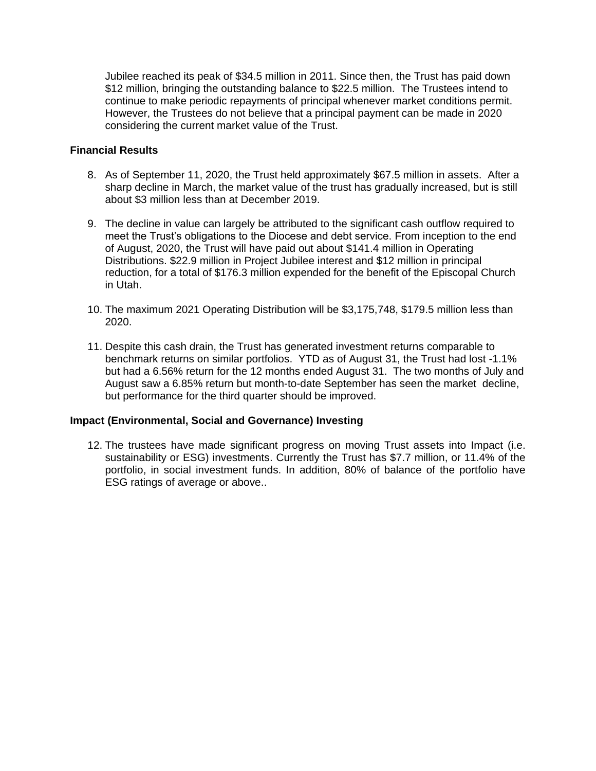Jubilee reached its peak of $34.5 million in 2011. Since then, the Trust has paid down $12 million, bringing the outstanding balance to $22.5 million. The Trustees intend to continue to make periodic repayments of principal whenever market conditions permit. However, the Trustees do not believe that a principal payment can be made in 2020 considering the current market value of the Trust.

**Financial Results**

8. As of September 11, 2020, the Trust held approximately $67.5 million in assets. After a sharp decline in March, the market value of the trust has gradually increased, but is still about $3 million less than at December 2019.

9. The decline in value can largely be attributed to the significant cash outflow required to meet the Trust's obligations to the Diocese and debt service. From inception to the end of August, 2020, the Trust will have paid out about $141.4 million in Operating Distributions. $22.9 million in Project Jubilee interest and $12 million in principal reduction, for a total of $176.3 million expended for the benefit of the Episcopal Church in Utah.

10. The maximum 2021 Operating Distribution will be $3,175,748, $179.5 million less than 2020.

11. Despite this cash drain, the Trust has generated investment returns comparable to benchmark returns on similar portfolios. YTD as of August 31, the Trust had lost -1.1% but had a 6.56% return for the 12 months ended August 31. The two months of July and August saw a 6.85% return but month-to-date September has seen the market decline, but performance for the third quarter should be improved.

**Impact (Environmental, Social and Governance) Investing**

12. The trustees have made significant progress on moving Trust assets into Impact (i.e. sustainability or ESG) investments. Currently the Trust has $7.7 million, or 11.4% of the portfolio, in social investment funds. In addition, 80% of balance of the portfolio have ESG ratings of average or above..